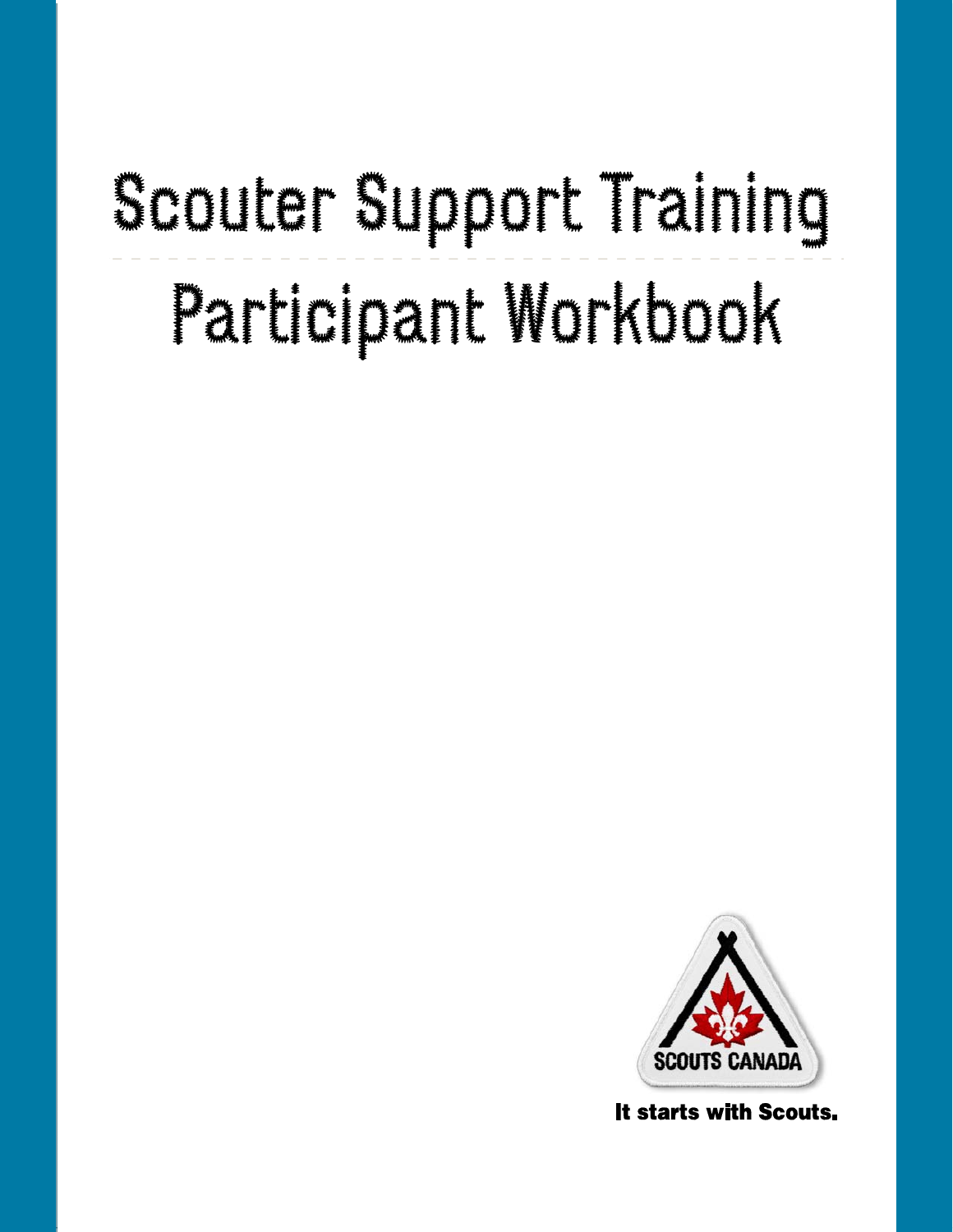# Scouter Support Training

# Participant Workbook

SCOUTS CANADA

It starts with Scouts.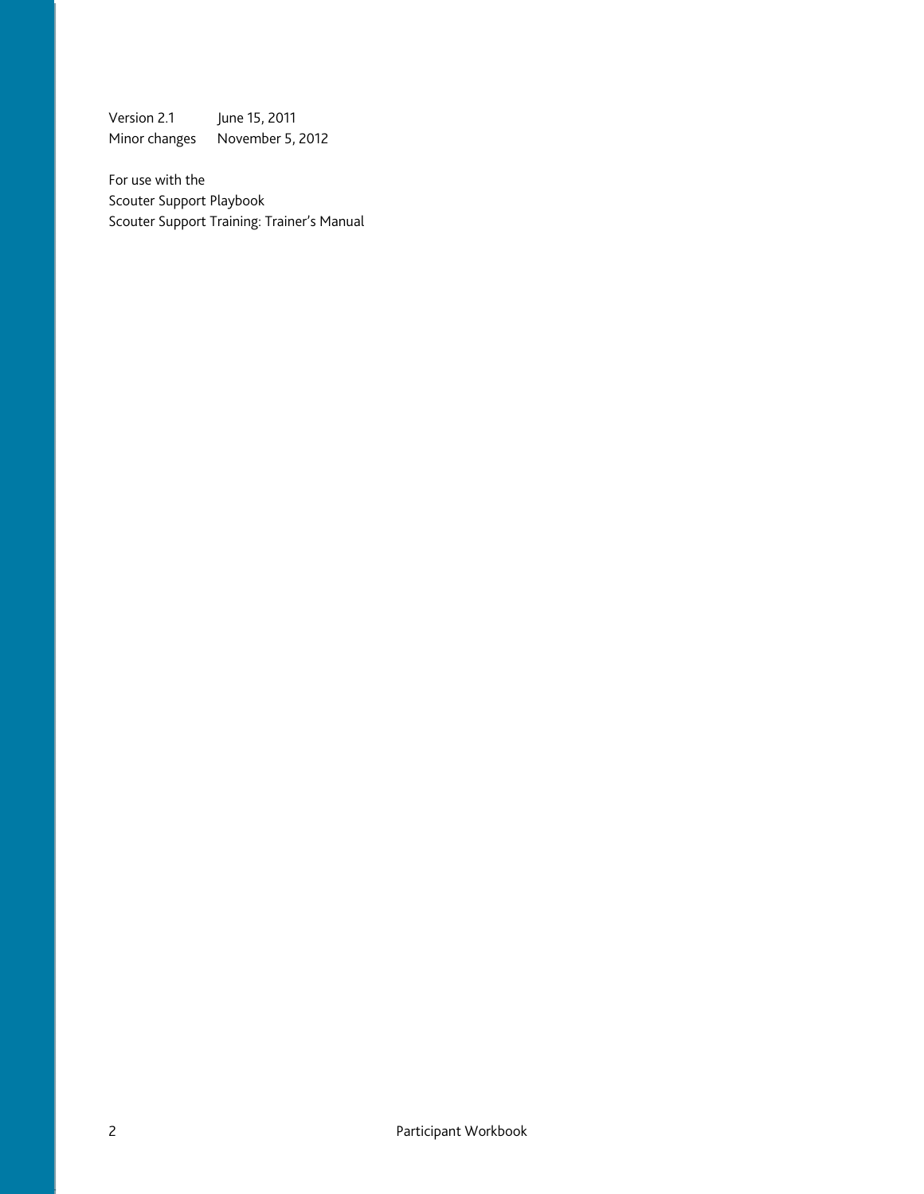Version 2.1 June 15, 2011
Minor changes November 5, 2012

For use with the
Scouter Support Playbook
Scouter Support Training: Trainer's Manual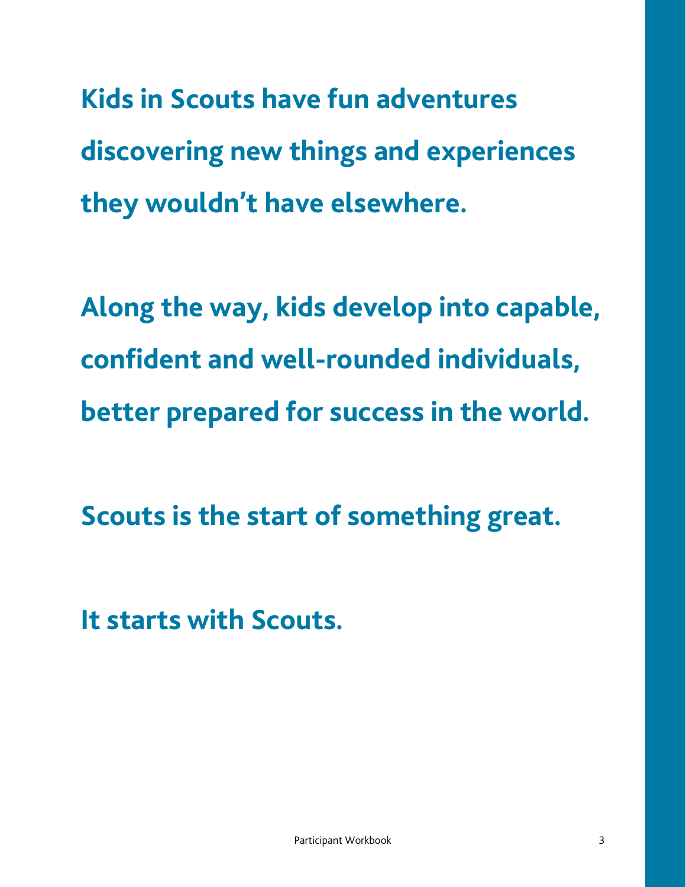**Kids in Scouts have fun adventures discovering new things and experiences they wouldn't have elsewhere.**

**Along the way, kids develop into capable, confident and well-rounded individuals, better prepared for success in the world.**

**Scouts is the start of something great.**

**It starts with Scouts.**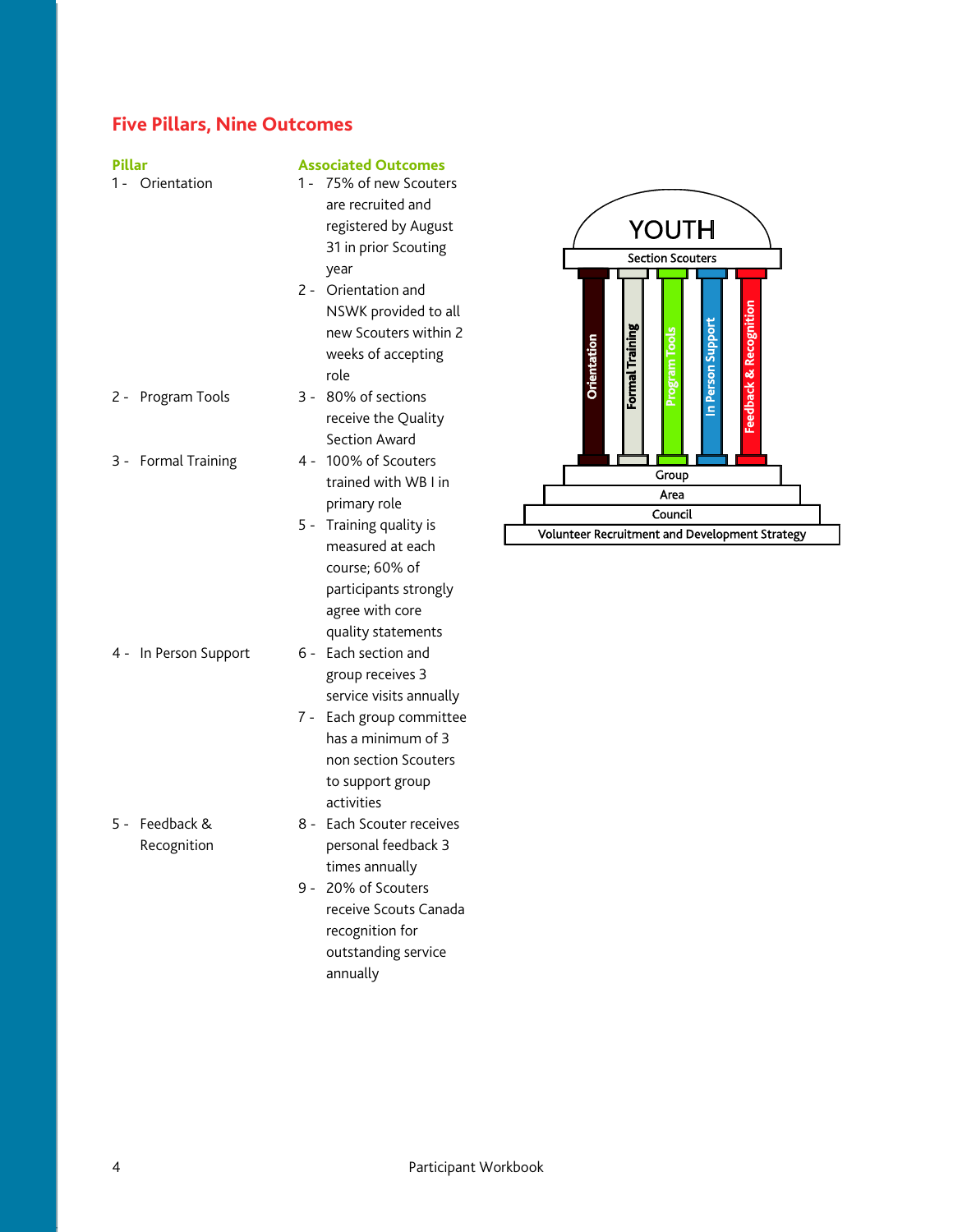## Five Pillars, Nine Outcomes

| Pillar | Associated Outcomes |
|---|---|
| 1 - Orientation | 1 - 75% of new Scouters are recruited and registered by August 31 in prior Scouting year |
| | 2 - Orientation and NSWK provided to all new Scouters within 2 weeks of accepting role |
| 2 - Program Tools | 3 - 80% of sections receive the Quality Section Award |
| 3 - Formal Training | 4 - 100% of Scouters trained with WB I in primary role |
| | 5 - Training quality is measured at each course; 60% of participants strongly agree with core quality statements |
| 4 - In Person Support | 6 - Each section and group receives 3 service visits annually |
| | 7 - Each group committee has a minimum of 3 non section Scouters to support group activities |
| 5 - Feedback & Recognition | 8 - Each Scouter receives personal feedback 3 times annually |
| | 9 - 20% of Scouters receive Scouts Canada recognition for outstanding service annually |

YOUTH

Section Scouters

Orientation | Formal Training | Program Tools | In Person Support | Feedback & Recognition

Group

Area

Council

Volunteer Recruitment and Development Strategy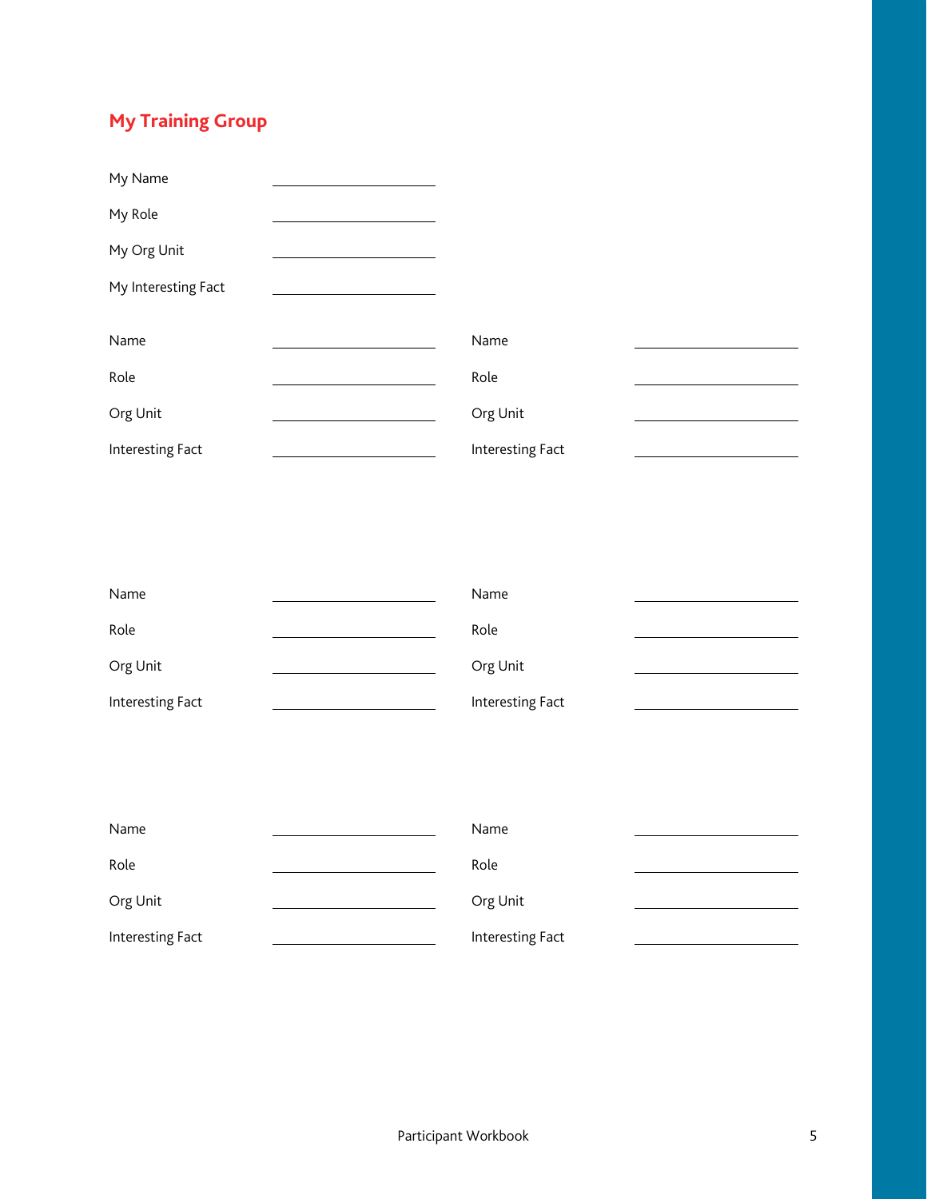## My Training Group

My Name ____________________

My Role ____________________

My Org Unit ____________________

My Interesting Fact ____________________

Name ____________________

Role ____________________

Org Unit ____________________

Interesting Fact ____________________

Name ____________________

Role ____________________

Org Unit ____________________

Interesting Fact ____________________

Name ____________________

Role ____________________

Org Unit ____________________

Interesting Fact ____________________

Name ____________________

Role ____________________

Org Unit ____________________

Interesting Fact ____________________

Name ____________________

Role ____________________

Org Unit ____________________

Interesting Fact ____________________

Name ____________________

Role ____________________

Org Unit ____________________

Interesting Fact ____________________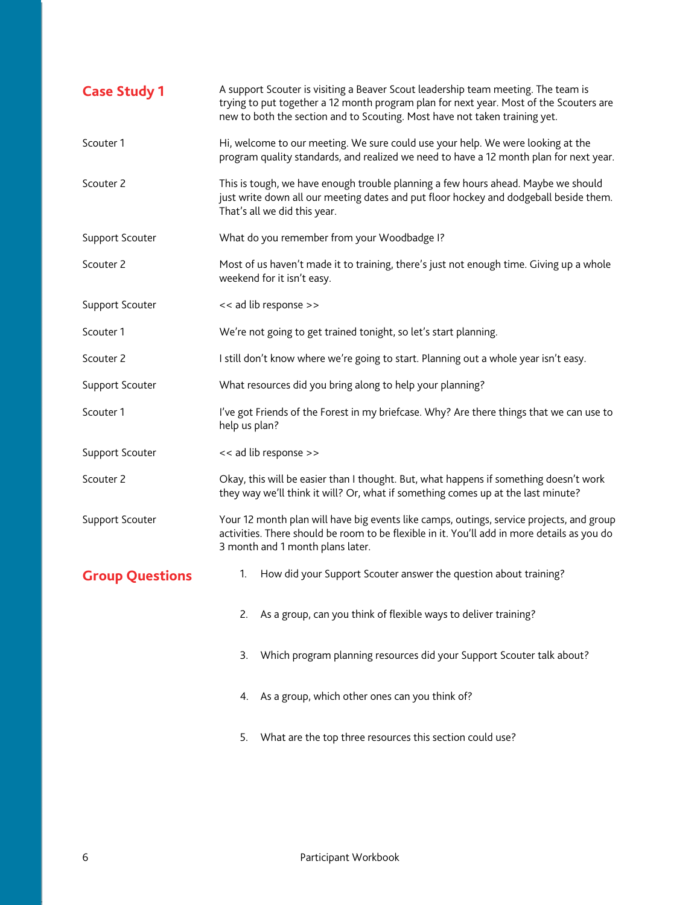## Case Study 1

A support Scouter is visiting a Beaver Scout leadership team meeting. The team is trying to put together a 12 month program plan for next year. Most of the Scouters are new to both the section and to Scouting. Most have not taken training yet.

| | |
|---|---|
| Scouter 1 | Hi, welcome to our meeting. We sure could use your help. We were looking at the program quality standards, and realized we need to have a 12 month plan for next year. |
| Scouter 2 | This is tough, we have enough trouble planning a few hours ahead. Maybe we should just write down all our meeting dates and put floor hockey and dodgeball beside them. That's all we did this year. |
| Support Scouter | What do you remember from your Woodbadge I? |
| Scouter 2 | Most of us haven't made it to training, there's just not enough time. Giving up a whole weekend for it isn't easy. |
| Support Scouter | << ad lib response >> |
| Scouter 1 | We're not going to get trained tonight, so let's start planning. |
| Scouter 2 | I still don't know where we're going to start. Planning out a whole year isn't easy. |
| Support Scouter | What resources did you bring along to help your planning? |
| Scouter 1 | I've got Friends of the Forest in my briefcase. Why? Are there things that we can use to help us plan? |
| Support Scouter | << ad lib response >> |
| Scouter 2 | Okay, this will be easier than I thought. But, what happens if something doesn't work they way we'll think it will? Or, what if something comes up at the last minute? |
| Support Scouter | Your 12 month plan will have big events like camps, outings, service projects, and group activities. There should be room to be flexible in it. You'll add in more details as you do 3 month and 1 month plans later. |

## Group Questions

1. How did your Support Scouter answer the question about training?
2. As a group, can you think of flexible ways to deliver training?
3. Which program planning resources did your Support Scouter talk about?
4. As a group, which other ones can you think of?
5. What are the top three resources this section could use?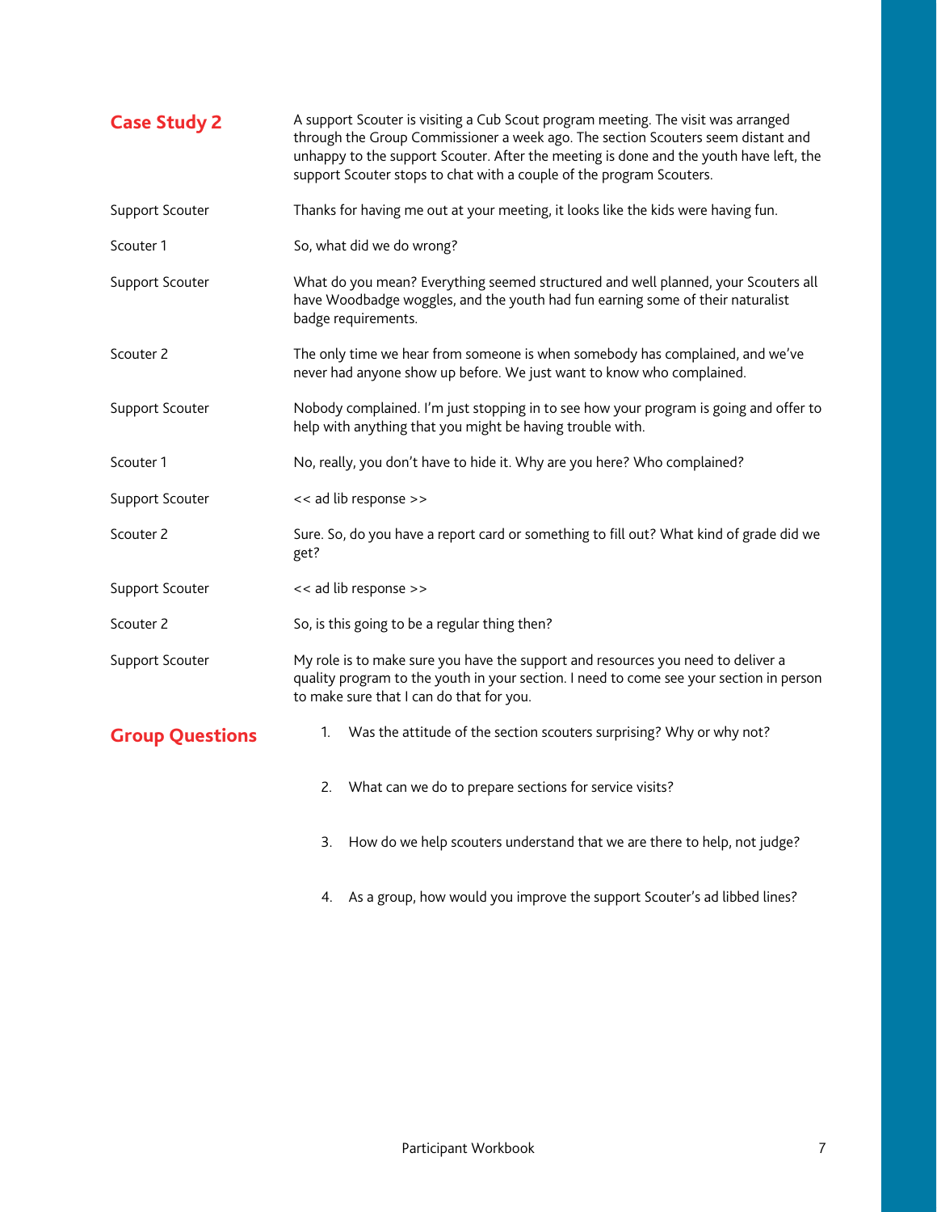## Case Study 2

A support Scouter is visiting a Cub Scout program meeting. The visit was arranged through the Group Commissioner a week ago. The section Scouters seem distant and unhappy to the support Scouter. After the meeting is done and the youth have left, the support Scouter stops to chat with a couple of the program Scouters.

| | |
|---|---|
| Support Scouter | Thanks for having me out at your meeting, it looks like the kids were having fun. |
| Scouter 1 | So, what did we do wrong? |
| Support Scouter | What do you mean? Everything seemed structured and well planned, your Scouters all have Woodbadge woggles, and the youth had fun earning some of their naturalist badge requirements. |
| Scouter 2 | The only time we hear from someone is when somebody has complained, and we've never had anyone show up before. We just want to know who complained. |
| Support Scouter | Nobody complained. I'm just stopping in to see how your program is going and offer to help with anything that you might be having trouble with. |
| Scouter 1 | No, really, you don't have to hide it. Why are you here? Who complained? |
| Support Scouter | << ad lib response >> |
| Scouter 2 | Sure. So, do you have a report card or something to fill out? What kind of grade did we get? |
| Support Scouter | << ad lib response >> |
| Scouter 2 | So, is this going to be a regular thing then? |
| Support Scouter | My role is to make sure you have the support and resources you need to deliver a quality program to the youth in your section. I need to come see your section in person to make sure that I can do that for you. |

## Group Questions

1. Was the attitude of the section scouters surprising? Why or why not?

2. What can we do to prepare sections for service visits?

3. How do we help scouters understand that we are there to help, not judge?

4. As a group, how would you improve the support Scouter's ad libbed lines?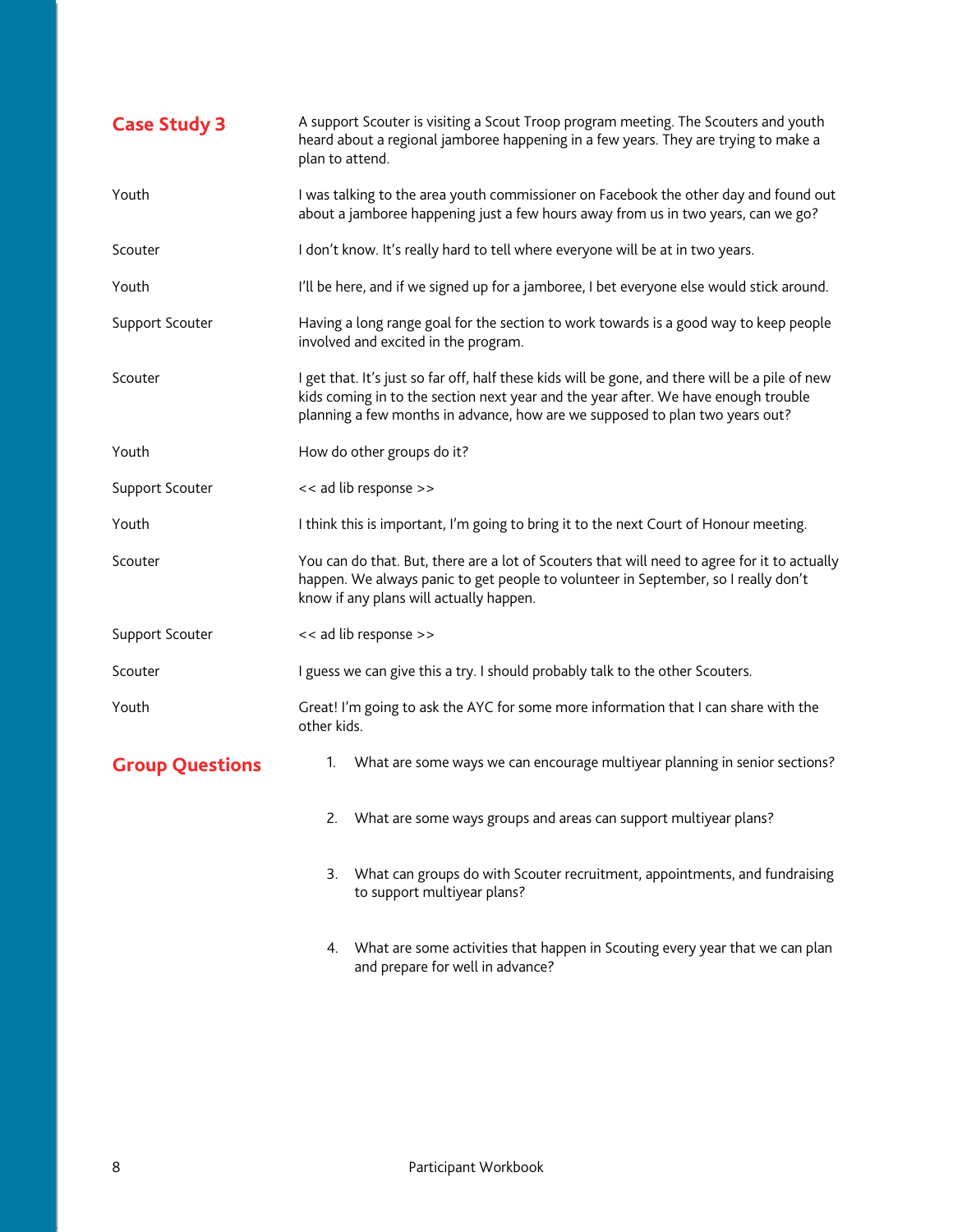## Case Study 3

A support Scouter is visiting a Scout Troop program meeting. The Scouters and youth heard about a regional jamboree happening in a few years. They are trying to make a plan to attend.

| | |
|---|---|
| Youth | I was talking to the area youth commissioner on Facebook the other day and found out about a jamboree happening just a few hours away from us in two years, can we go? |
| Scouter | I don't know. It's really hard to tell where everyone will be at in two years. |
| Youth | I'll be here, and if we signed up for a jamboree, I bet everyone else would stick around. |
| Support Scouter | Having a long range goal for the section to work towards is a good way to keep people involved and excited in the program. |
| Scouter | I get that. It's just so far off, half these kids will be gone, and there will be a pile of new kids coming in to the section next year and the year after. We have enough trouble planning a few months in advance, how are we supposed to plan two years out? |
| Youth | How do other groups do it? |
| Support Scouter | << ad lib response >> |
| Youth | I think this is important, I'm going to bring it to the next Court of Honour meeting. |
| Scouter | You can do that. But, there are a lot of Scouters that will need to agree for it to actually happen. We always panic to get people to volunteer in September, so I really don't know if any plans will actually happen. |
| Support Scouter | << ad lib response >> |
| Scouter | I guess we can give this a try. I should probably talk to the other Scouters. |
| Youth | Great! I'm going to ask the AYC for some more information that I can share with the other kids. |

## Group Questions

1. What are some ways we can encourage multiyear planning in senior sections?

2. What are some ways groups and areas can support multiyear plans?

3. What can groups do with Scouter recruitment, appointments, and fundraising to support multiyear plans?

4. What are some activities that happen in Scouting every year that we can plan and prepare for well in advance?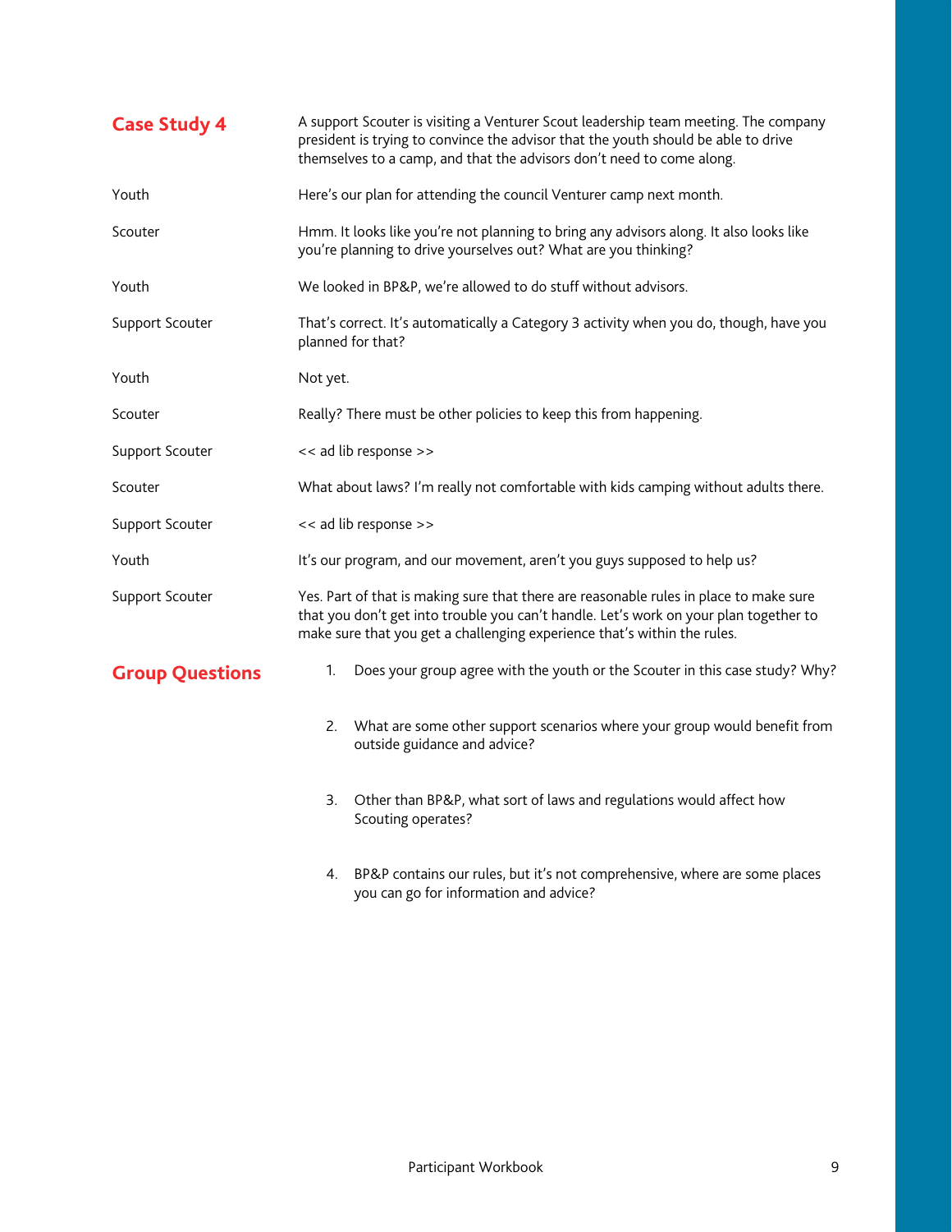## Case Study 4

A support Scouter is visiting a Venturer Scout leadership team meeting. The company president is trying to convince the advisor that the youth should be able to drive themselves to a camp, and that the advisors don't need to come along.

| | |
|---|---|
| Youth | Here's our plan for attending the council Venturer camp next month. |
| Scouter | Hmm. It looks like you're not planning to bring any advisors along. It also looks like you're planning to drive yourselves out? What are you thinking? |
| Youth | We looked in BP&P, we're allowed to do stuff without advisors. |
| Support Scouter | That's correct. It's automatically a Category 3 activity when you do, though, have you planned for that? |
| Youth | Not yet. |
| Scouter | Really? There must be other policies to keep this from happening. |
| Support Scouter | << ad lib response >> |
| Scouter | What about laws? I'm really not comfortable with kids camping without adults there. |
| Support Scouter | << ad lib response >> |
| Youth | It's our program, and our movement, aren't you guys supposed to help us? |
| Support Scouter | Yes. Part of that is making sure that there are reasonable rules in place to make sure that you don't get into trouble you can't handle. Let's work on your plan together to make sure that you get a challenging experience that's within the rules. |

## Group Questions

1. Does your group agree with the youth or the Scouter in this case study? Why?

2. What are some other support scenarios where your group would benefit from outside guidance and advice?

3. Other than BP&P, what sort of laws and regulations would affect how Scouting operates?

4. BP&P contains our rules, but it's not comprehensive, where are some places you can go for information and advice?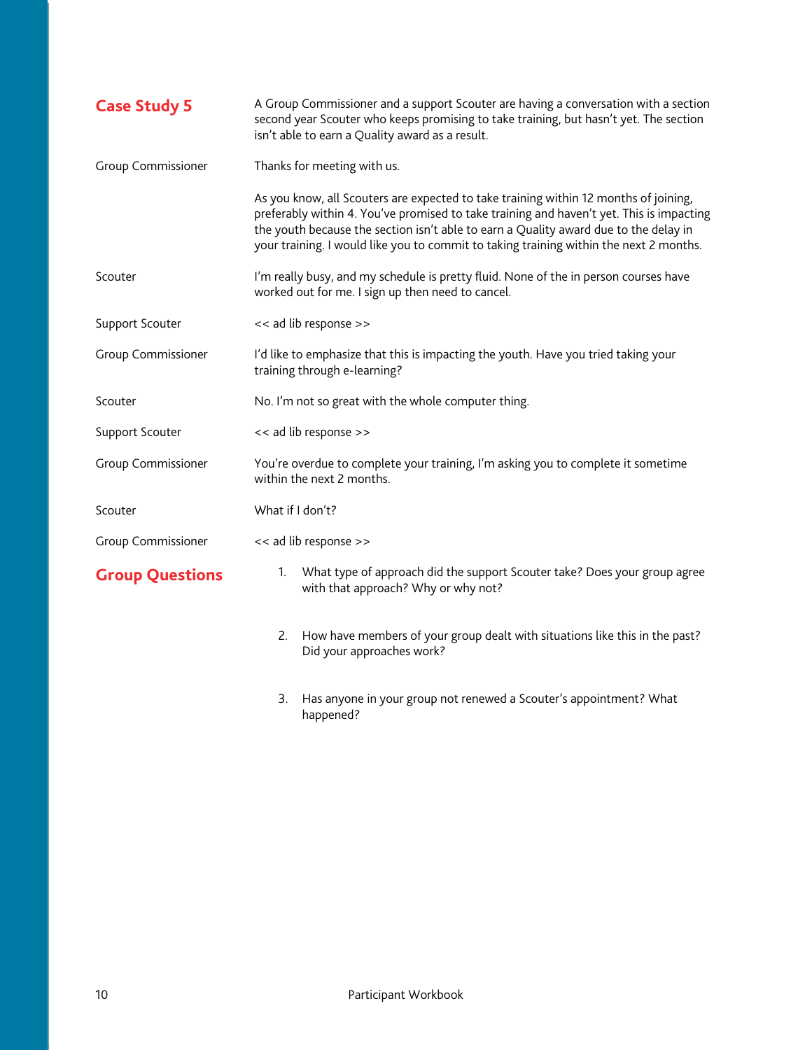## Case Study 5

A Group Commissioner and a support Scouter are having a conversation with a section second year Scouter who keeps promising to take training, but hasn't yet. The section isn't able to earn a Quality award as a result.

| | |
|---|---|
| Group Commissioner | Thanks for meeting with us.<br><br>As you know, all Scouters are expected to take training within 12 months of joining, preferably within 4. You've promised to take training and haven't yet. This is impacting the youth because the section isn't able to earn a Quality award due to the delay in your training. I would like you to commit to taking training within the next 2 months. |
| Scouter | I'm really busy, and my schedule is pretty fluid. None of the in person courses have worked out for me. I sign up then need to cancel. |
| Support Scouter | << ad lib response >> |
| Group Commissioner | I'd like to emphasize that this is impacting the youth. Have you tried taking your training through e-learning? |
| Scouter | No. I'm not so great with the whole computer thing. |
| Support Scouter | << ad lib response >> |
| Group Commissioner | You're overdue to complete your training, I'm asking you to complete it sometime within the next 2 months. |
| Scouter | What if I don't? |
| Group Commissioner | << ad lib response >> |

## Group Questions

1. What type of approach did the support Scouter take? Does your group agree with that approach? Why or why not?

2. How have members of your group dealt with situations like this in the past? Did your approaches work?

3. Has anyone in your group not renewed a Scouter's appointment? What happened?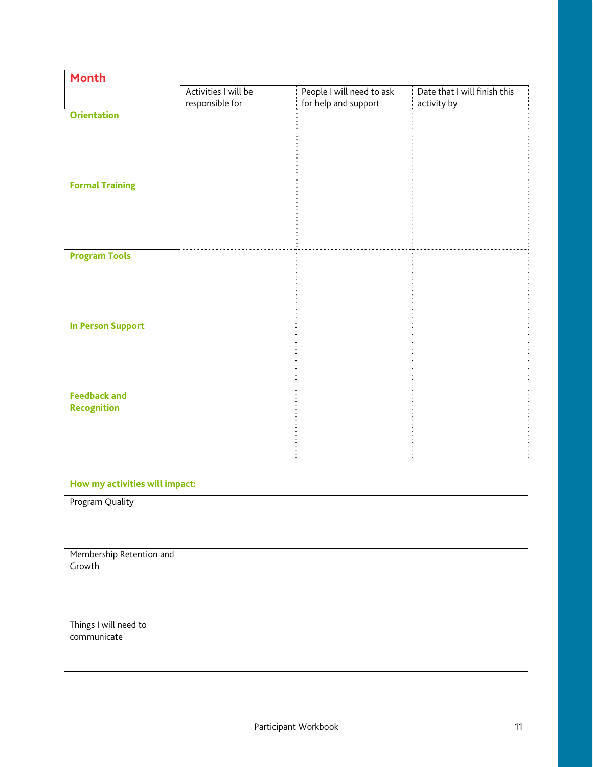| Month | Activities I will be responsible for | People I will need to ask for help and support | Date that I will finish this activity by |
|---|---|---|---|
| **Orientation** | | | |
| **Formal Training** | | | |
| **Program Tools** | | | |
| **In Person Support** | | | |
| **Feedback and Recognition** | | | |

**How my activities will impact:**

| | |
|---|---|
| Program Quality | |
| Membership Retention and Growth | |
| Things I will need to communicate | |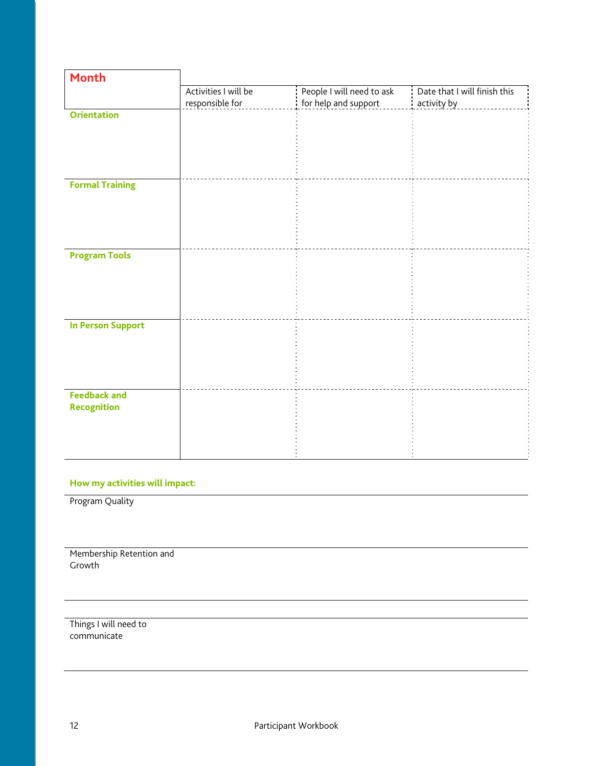| Month | Activities I will be responsible for | People I will need to ask for help and support | Date that I will finish this activity by |
|---|---|---|---|
| **Orientation** | | | |
| **Formal Training** | | | |
| **Program Tools** | | | |
| **In Person Support** | | | |
| **Feedback and Recognition** | | | |

**How my activities will impact:**

Program Quality

Membership Retention and Growth

Things I will need to communicate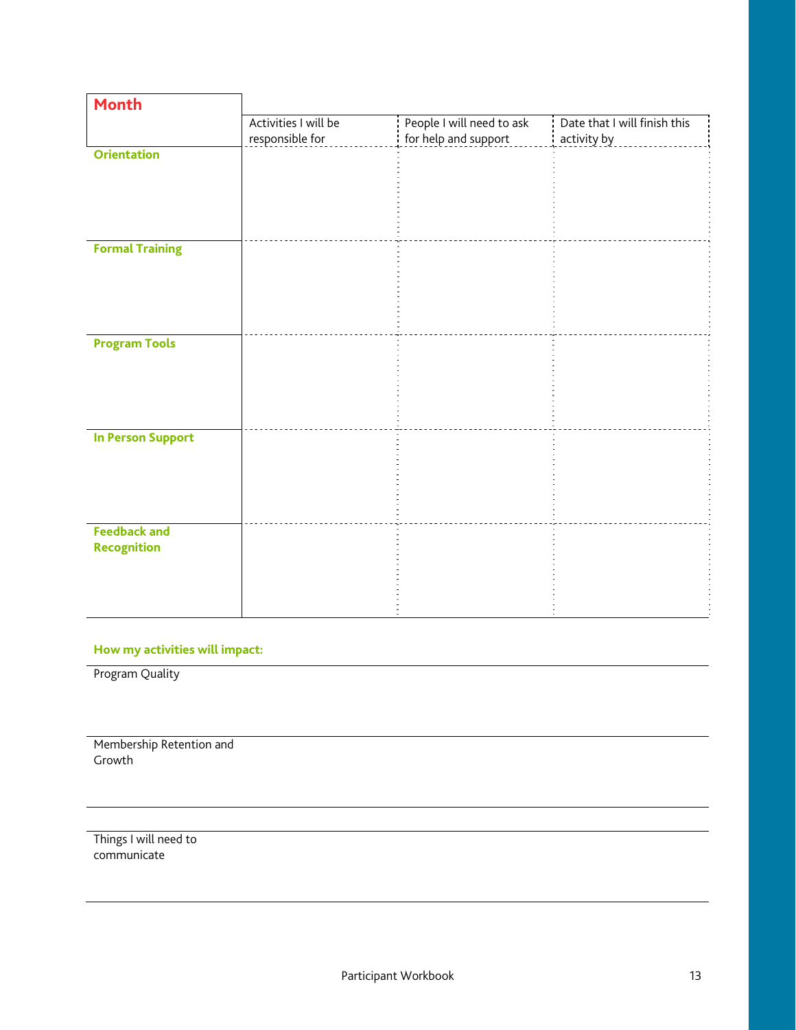| Month | Activities I will be responsible for | People I will need to ask for help and support | Date that I will finish this activity by |
| --- | --- | --- | --- |
| **Orientation** | | | |
| **Formal Training** | | | |
| **Program Tools** | | | |
| **In Person Support** | | | |
| **Feedback and Recognition** | | | |

**How my activities will impact:**

| | |
| --- | --- |
| Program Quality | |
| Membership Retention and Growth | |
| | |
| Things I will need to communicate | |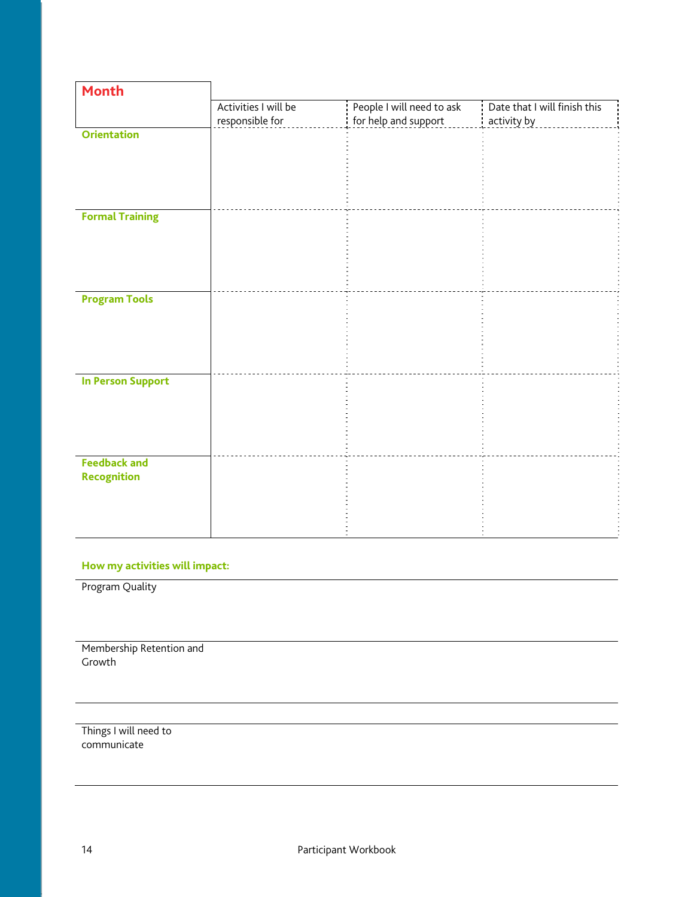| Month | Activities I will be responsible for | People I will need to ask for help and support | Date that I will finish this activity by |
|---|---|---|---|
| **Orientation** | | | |
| **Formal Training** | | | |
| **Program Tools** | | | |
| **In Person Support** | | | |
| **Feedback and Recognition** | | | |

**How my activities will impact:**

| | |
|---|---|
| Program Quality | |
| Membership Retention and Growth | |
| Things I will need to communicate | |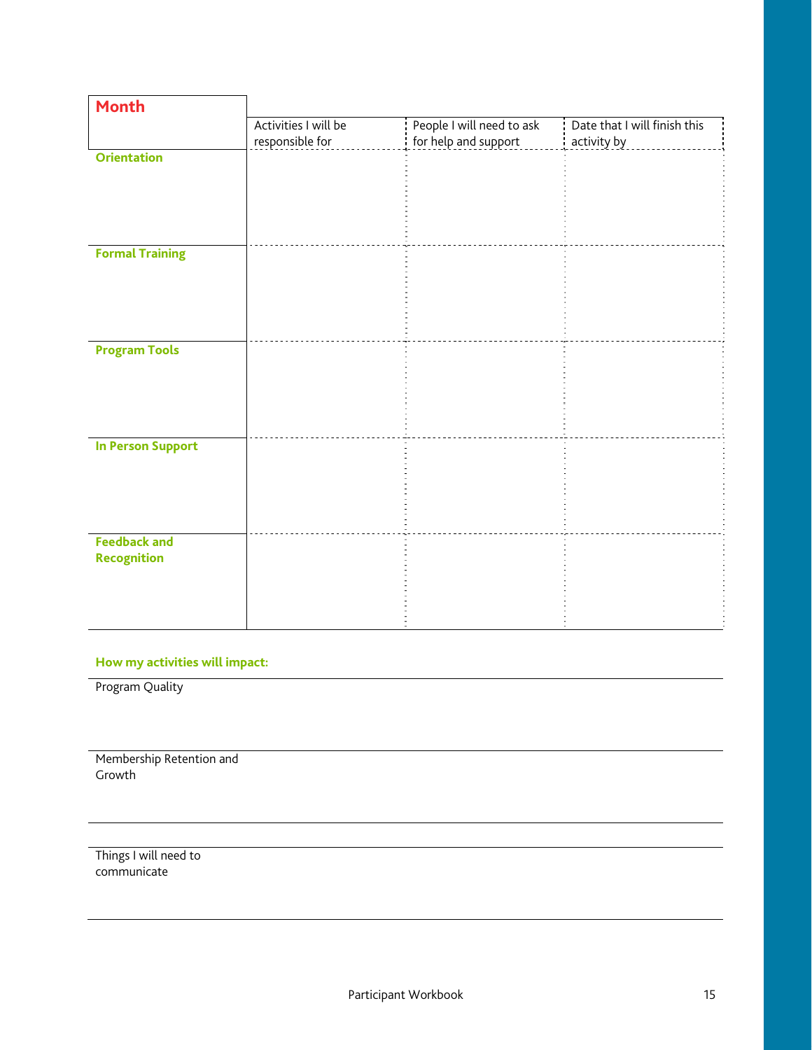| Month | Activities I will be responsible for | People I will need to ask for help and support | Date that I will finish this activity by |
|---|---|---|---|
| **Orientation** | | | |
| **Formal Training** | | | |
| **Program Tools** | | | |
| **In Person Support** | | | |
| **Feedback and Recognition** | | | |

**How my activities will impact:**

Program Quality

Membership Retention and Growth

Things I will need to communicate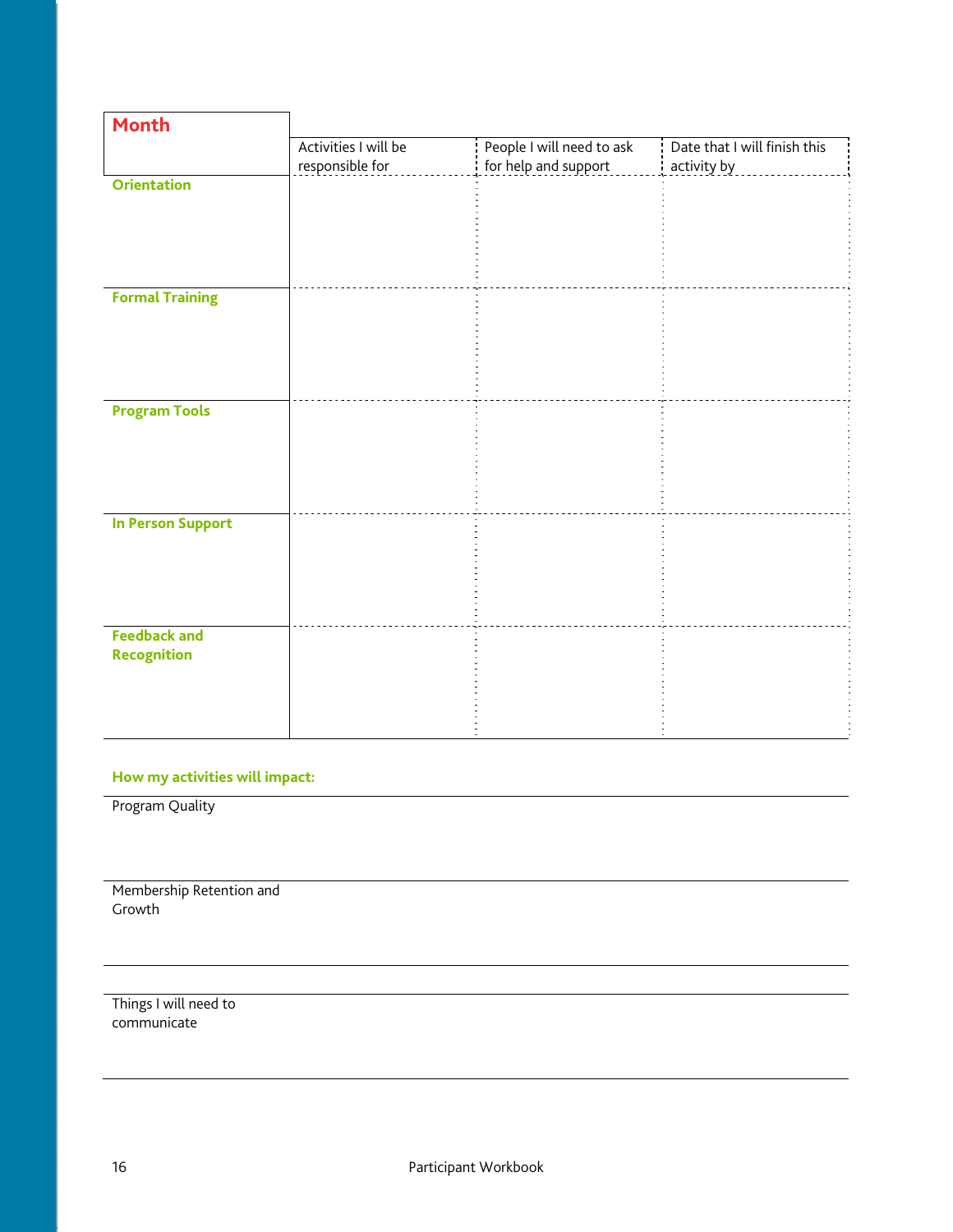| Month | Activities I will be responsible for | People I will need to ask for help and support | Date that I will finish this activity by |
|---|---|---|---|
| **Orientation** | | | |
| **Formal Training** | | | |
| **Program Tools** | | | |
| **In Person Support** | | | |
| **Feedback and Recognition** | | | |

**How my activities will impact:**

Program Quality

Membership Retention and Growth

Things I will need to communicate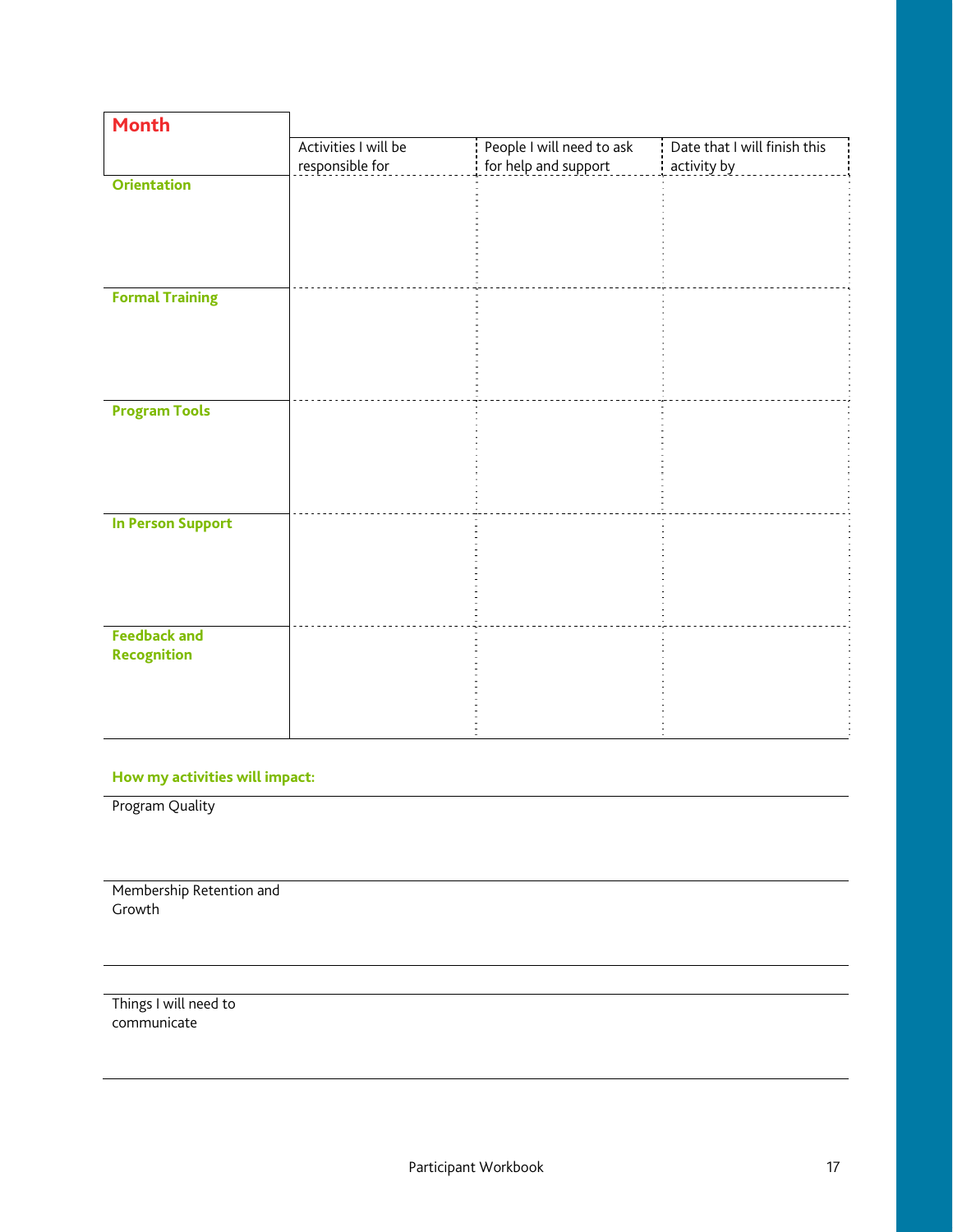| Month | Activities I will be responsible for | People I will need to ask for help and support | Date that I will finish this activity by |
| --- | --- | --- | --- |
| **Orientation** | | | |
| **Formal Training** | | | |
| **Program Tools** | | | |
| **In Person Support** | | | |
| **Feedback and Recognition** | | | |

**How my activities will impact:**

| | |
| --- | --- |
| Program Quality | |
| Membership Retention and Growth | |
| Things I will need to communicate | |

Participant Workbook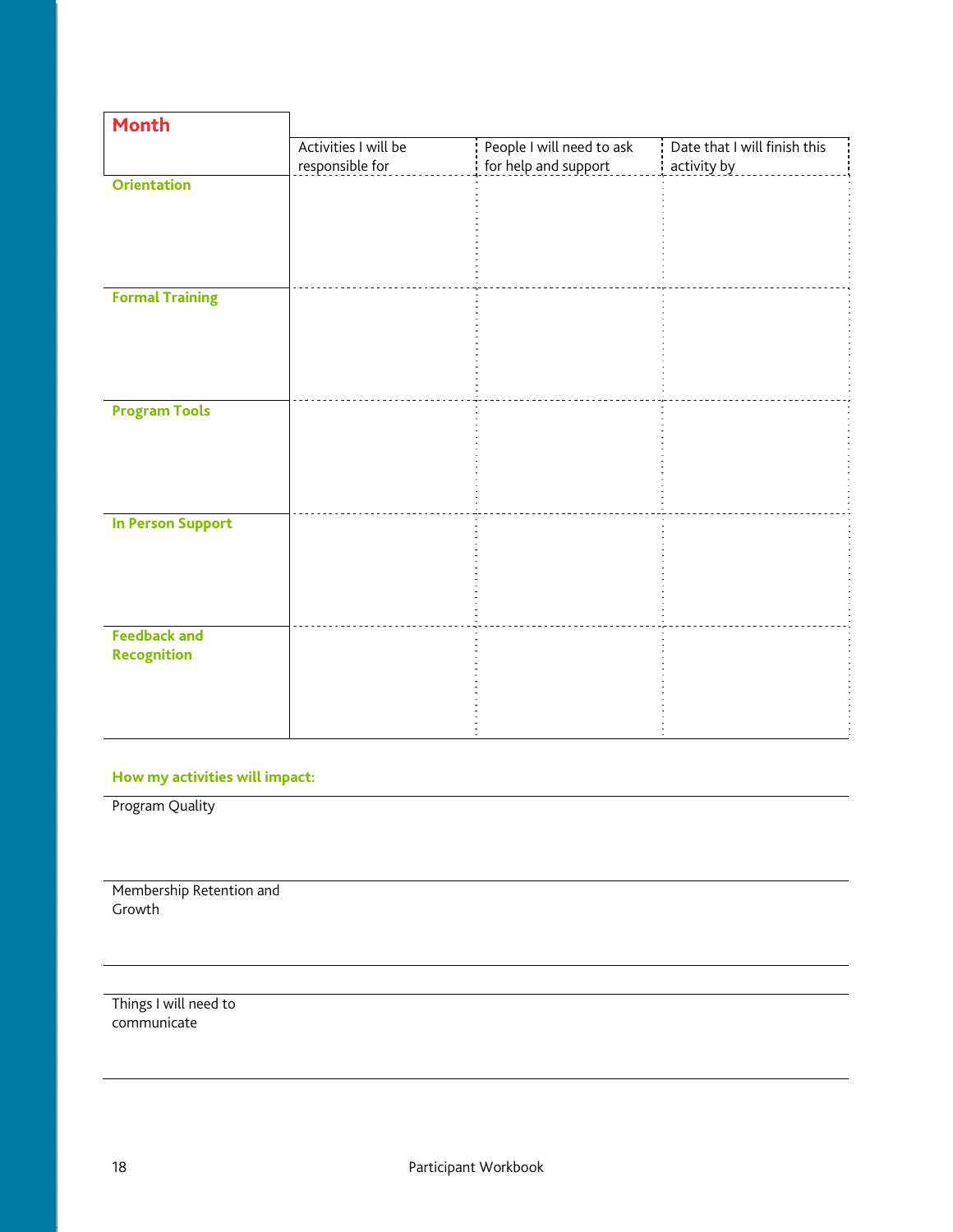| Month | Activities I will be responsible for | People I will need to ask for help and support | Date that I will finish this activity by |
|---|---|---|---|
| **Orientation** | | | |
| **Formal Training** | | | |
| **Program Tools** | | | |
| **In Person Support** | | | |
| **Feedback and Recognition** | | | |

**How my activities will impact:**

| | |
|---|---|
| Program Quality | |
| Membership Retention and Growth | |

| | |
|---|---|
| Things I will need to communicate | |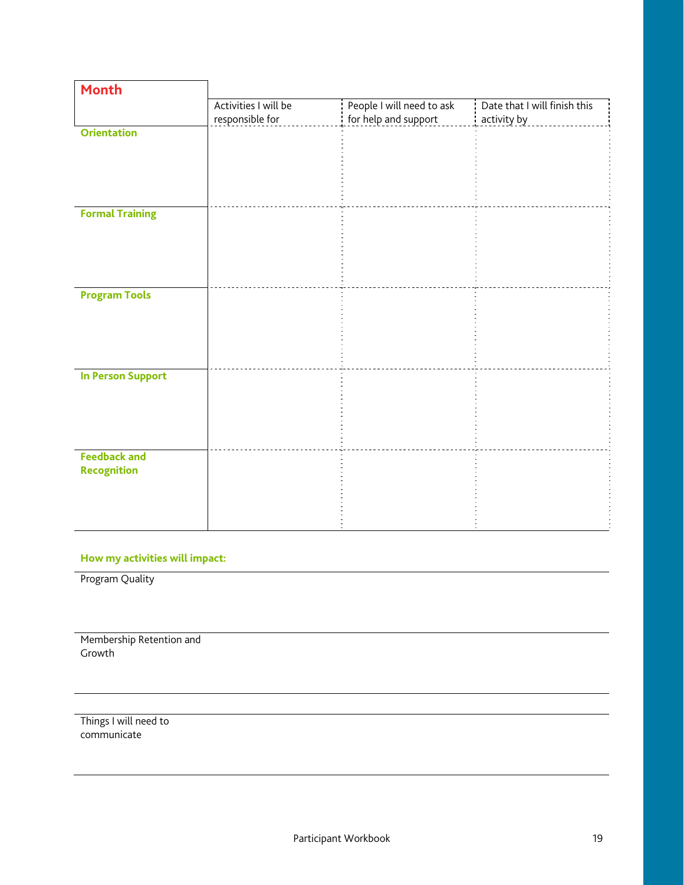| Month | Activities I will be responsible for | People I will need to ask for help and support | Date that I will finish this activity by |
|---|---|---|---|
| **Orientation** | | | |
| **Formal Training** | | | |
| **Program Tools** | | | |
| **In Person Support** | | | |
| **Feedback and Recognition** | | | |

**How my activities will impact:**

Program Quality

Membership Retention and Growth

Things I will need to communicate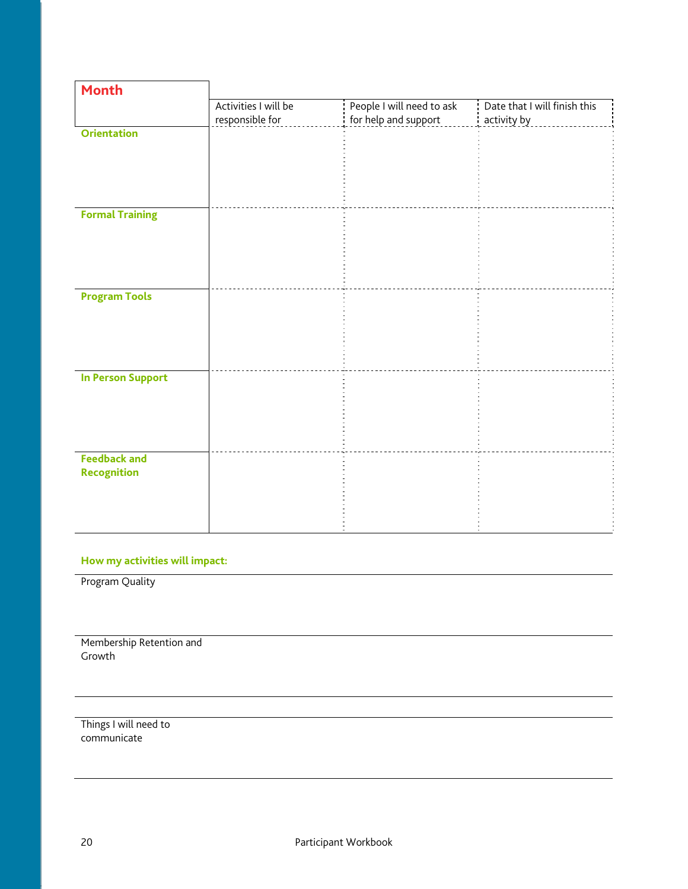| Month | Activities I will be responsible for | People I will need to ask for help and support | Date that I will finish this activity by |
| --- | --- | --- | --- |
| **Orientation** | | | |
| **Formal Training** | | | |
| **Program Tools** | | | |
| **In Person Support** | | | |
| **Feedback and Recognition** | | | |

**How my activities will impact:**

| | |
| --- | --- |
| Program Quality | |
| Membership Retention and Growth | |
| Things I will need to communicate | |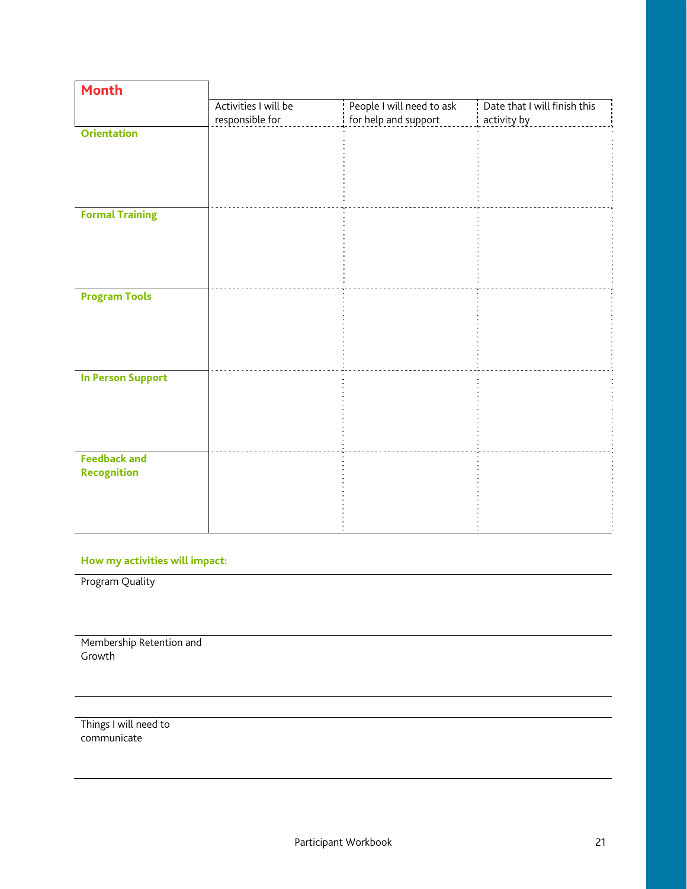| Month | Activities I will be responsible for | People I will need to ask for help and support | Date that I will finish this activity by |
|---|---|---|---|
| **Orientation** | | | |
| **Formal Training** | | | |
| **Program Tools** | | | |
| **In Person Support** | | | |
| **Feedback and Recognition** | | | |

**How my activities will impact:**

Program Quality

Membership Retention and Growth

Things I will need to communicate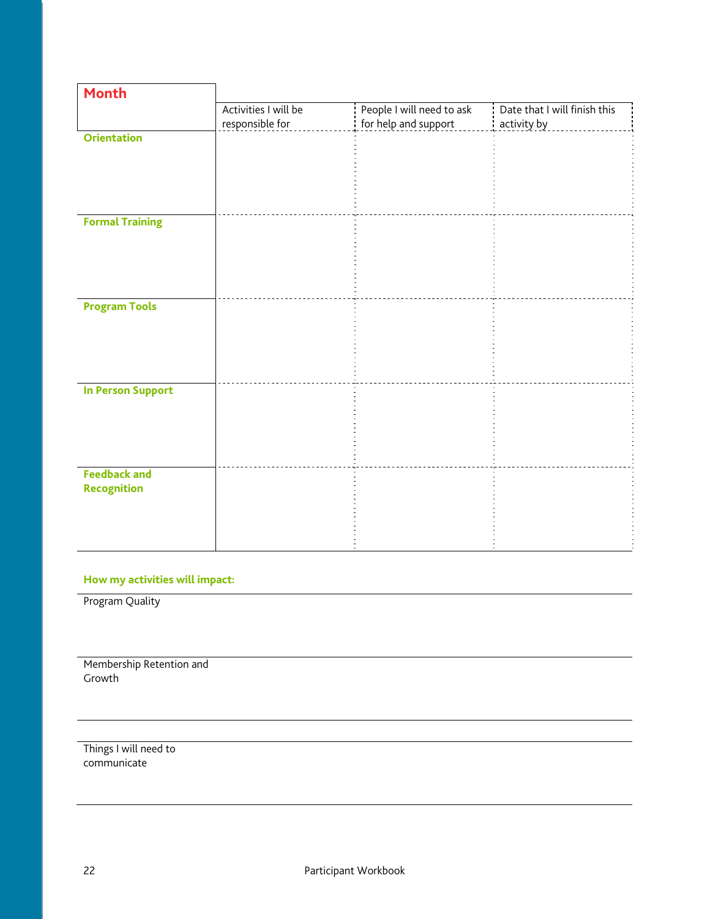| Month | Activities I will be responsible for | People I will need to ask for help and support | Date that I will finish this activity by |
|---|---|---|---|
| **Orientation** | | | |
| **Formal Training** | | | |
| **Program Tools** | | | |
| **In Person Support** | | | |
| **Feedback and Recognition** | | | |

**How my activities will impact:**

| | |
|---|---|
| Program Quality | |
| Membership Retention and Growth | |

| | |
|---|---|
| Things I will need to communicate | |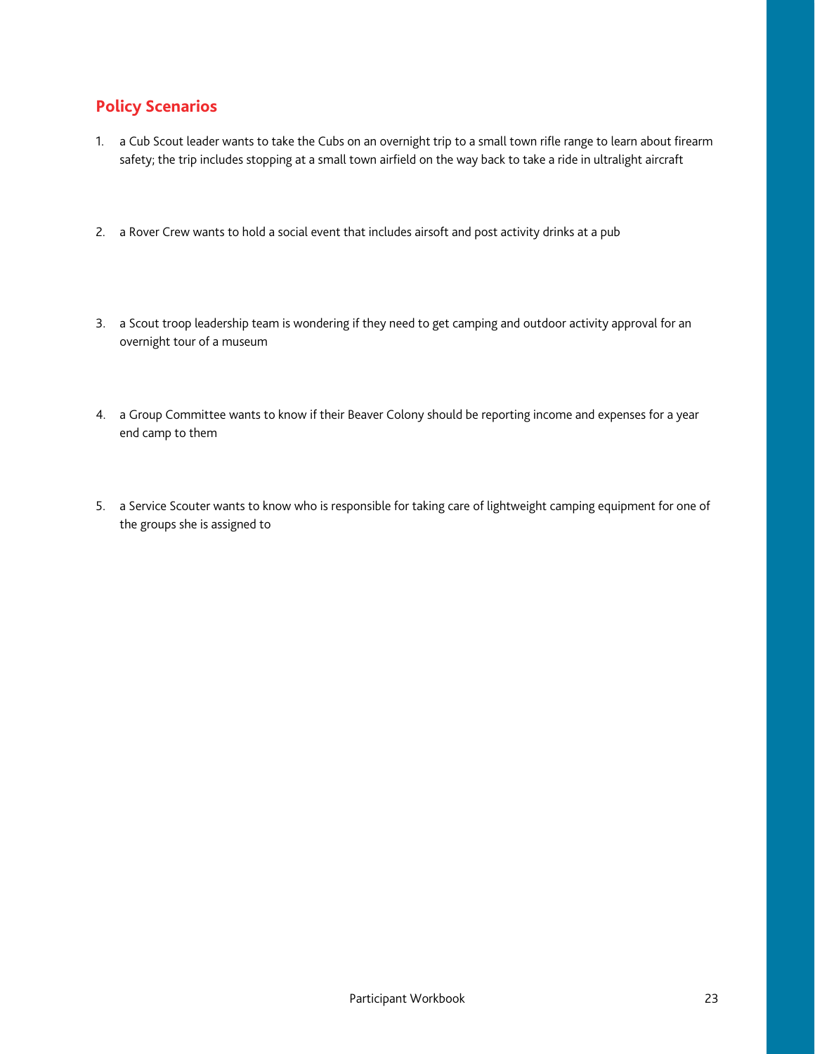## Policy Scenarios

1. a Cub Scout leader wants to take the Cubs on an overnight trip to a small town rifle range to learn about firearm safety; the trip includes stopping at a small town airfield on the way back to take a ride in ultralight aircraft

2. a Rover Crew wants to hold a social event that includes airsoft and post activity drinks at a pub

3. a Scout troop leadership team is wondering if they need to get camping and outdoor activity approval for an overnight tour of a museum

4. a Group Committee wants to know if their Beaver Colony should be reporting income and expenses for a year end camp to them

5. a Service Scouter wants to know who is responsible for taking care of lightweight camping equipment for one of the groups she is assigned to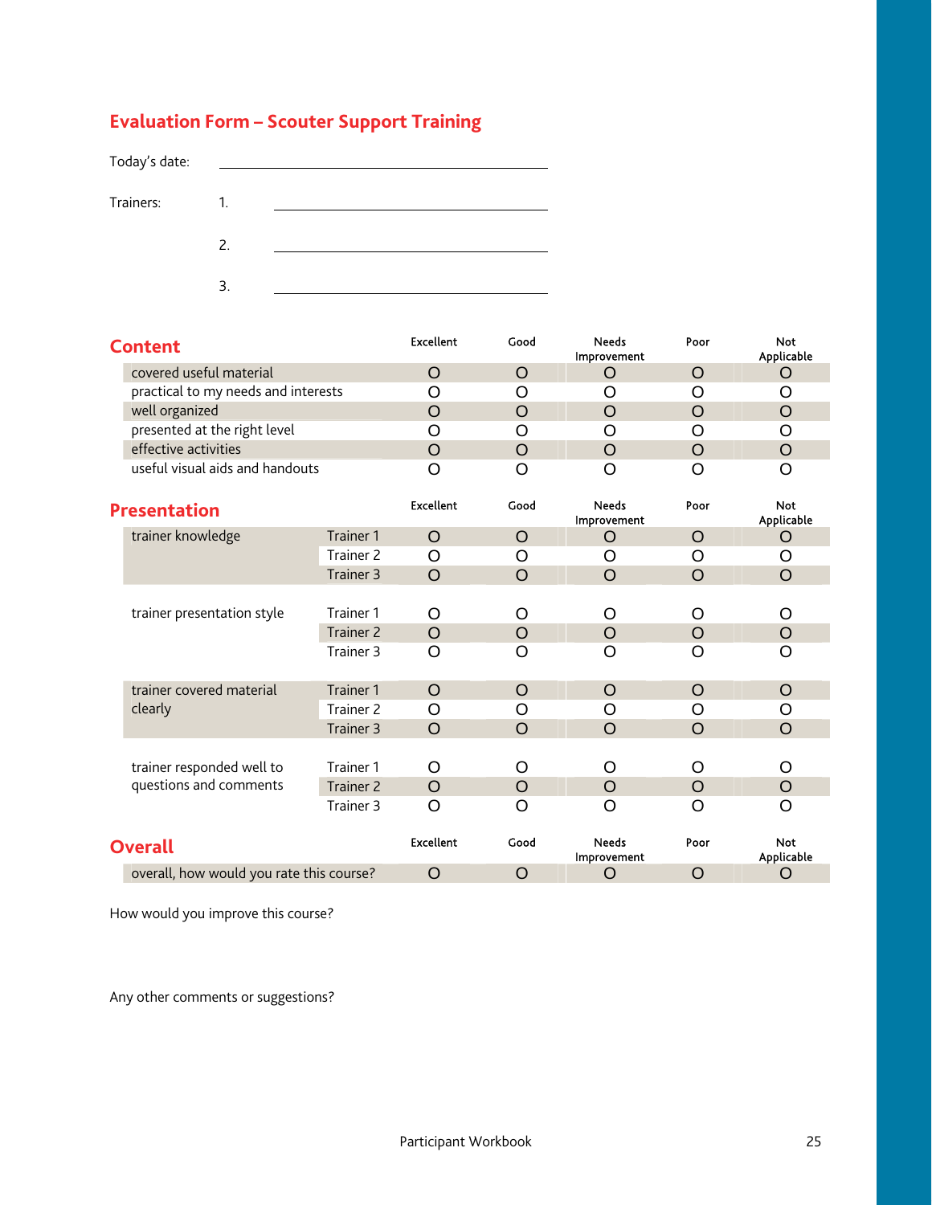## Evaluation Form – Scouter Support Training

Today's date: ______________________________

Trainers: 1. ______________________________

2. ______________________________

3. ______________________________

### Content

| | Excellent | Good | Needs Improvement | Poor | Not Applicable |
|---|---|---|---|---|---|
| covered useful material | O | O | O | O | O |
| practical to my needs and interests | O | O | O | O | O |
| well organized | O | O | O | O | O |
| presented at the right level | O | O | O | O | O |
| effective activities | O | O | O | O | O |
| useful visual aids and handouts | O | O | O | O | O |

### Presentation

| | | Excellent | Good | Needs Improvement | Poor | Not Applicable |
|---|---|---|---|---|---|---|
| trainer knowledge | Trainer 1 | O | O | O | O | O |
| | Trainer 2 | O | O | O | O | O |
| | Trainer 3 | O | O | O | O | O |
| trainer presentation style | Trainer 1 | O | O | O | O | O |
| | Trainer 2 | O | O | O | O | O |
| | Trainer 3 | O | O | O | O | O |
| trainer covered material clearly | Trainer 1 | O | O | O | O | O |
| | Trainer 2 | O | O | O | O | O |
| | Trainer 3 | O | O | O | O | O |
| trainer responded well to questions and comments | Trainer 1 | O | O | O | O | O |
| | Trainer 2 | O | O | O | O | O |
| | Trainer 3 | O | O | O | O | O |

### Overall

| | Excellent | Good | Needs Improvement | Poor | Not Applicable |
|---|---|---|---|---|---|
| overall, how would you rate this course? | O | O | O | O | O |

How would you improve this course?

Any other comments or suggestions?

Participant Workbook